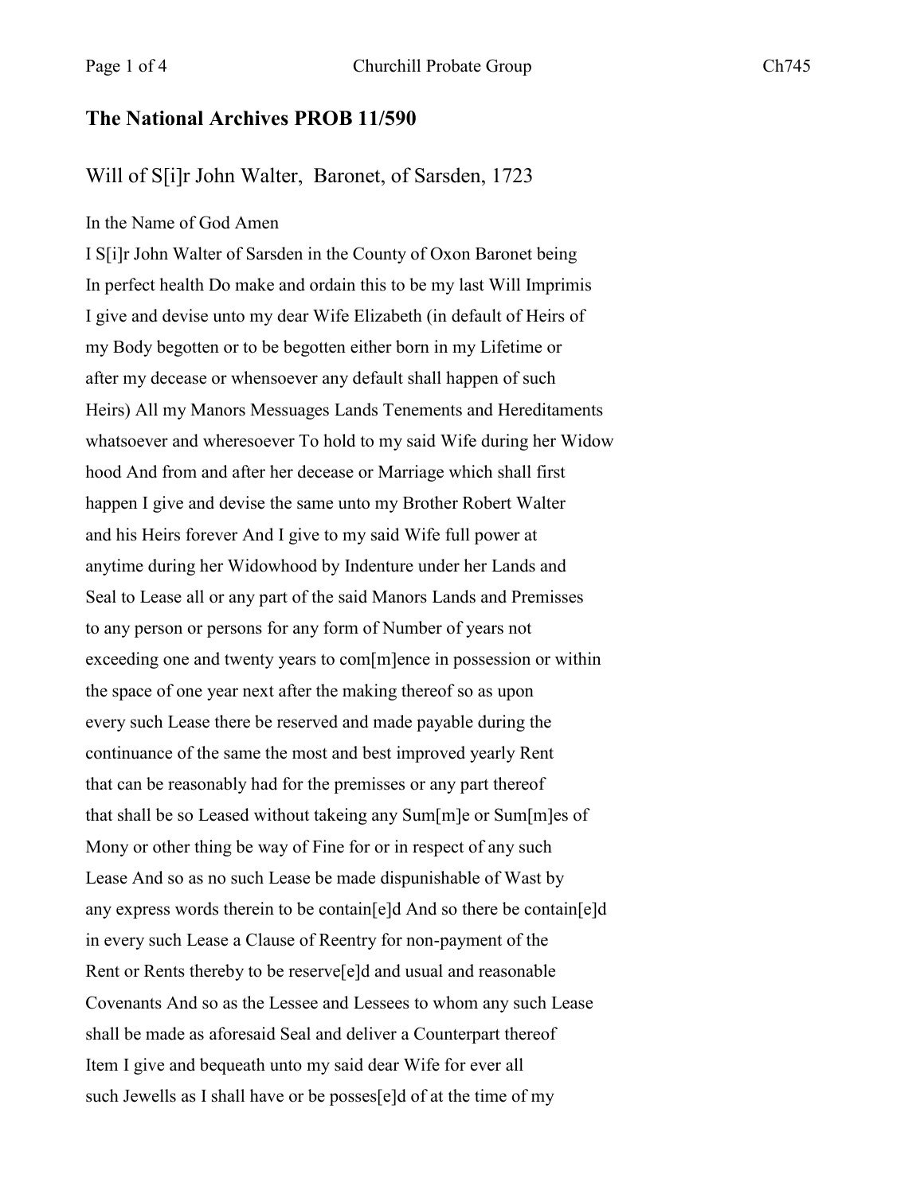## The National Archives PROB 11/590

### Will of S[i]r John Walter, Baronet, of Sarsden, 1723

In the Name of God Amen
I S[i]r John Walter of Sarsden in the County of Oxon Baronet being
In perfect health Do make and ordain this to be my last Will Imprimis
I give and devise unto my dear Wife Elizabeth (in default of Heirs of
my Body begotten or to be begotten either born in my Lifetime or
after my decease or whensoever any default shall happen of such
Heirs) All my Manors Messuages Lands Tenements and Hereditaments
whatsoever and wheresoever To hold to my said Wife during her Widow
hood And from and after her decease or Marriage which shall first
happen I give and devise the same unto my Brother Robert Walter
and his Heirs forever And I give to my said Wife full power at
anytime during her Widowhood by Indenture under her Lands and
Seal to Lease all or any part of the said Manors Lands and Premisses
to any person or persons for any form of Number of years not
exceeding one and twenty years to com[m]ence in possession or within
the space of one year next after the making thereof so as upon
every such Lease there be reserved and made payable during the
continuance of the same the most and best improved yearly Rent
that can be reasonably had for the premisses or any part thereof
that shall be so Leased without takeing any Sum[m]e or Sum[m]es of
Mony or other thing be way of Fine for or in respect of any such
Lease And so as no such Lease be made dispunishable of Wast by
any express words therein to be contain[e]d And so there be contain[e]d
in every such Lease a Clause of Reentry for non-payment of the
Rent or Rents thereby to be reserve[e]d and usual and reasonable
Covenants And so as the Lessee and Lessees to whom any such Lease
shall be made as aforesaid Seal and deliver a Counterpart thereof
Item I give and bequeath unto my said dear Wife for ever all
such Jewells as I shall have or be posses[e]d of at the time of my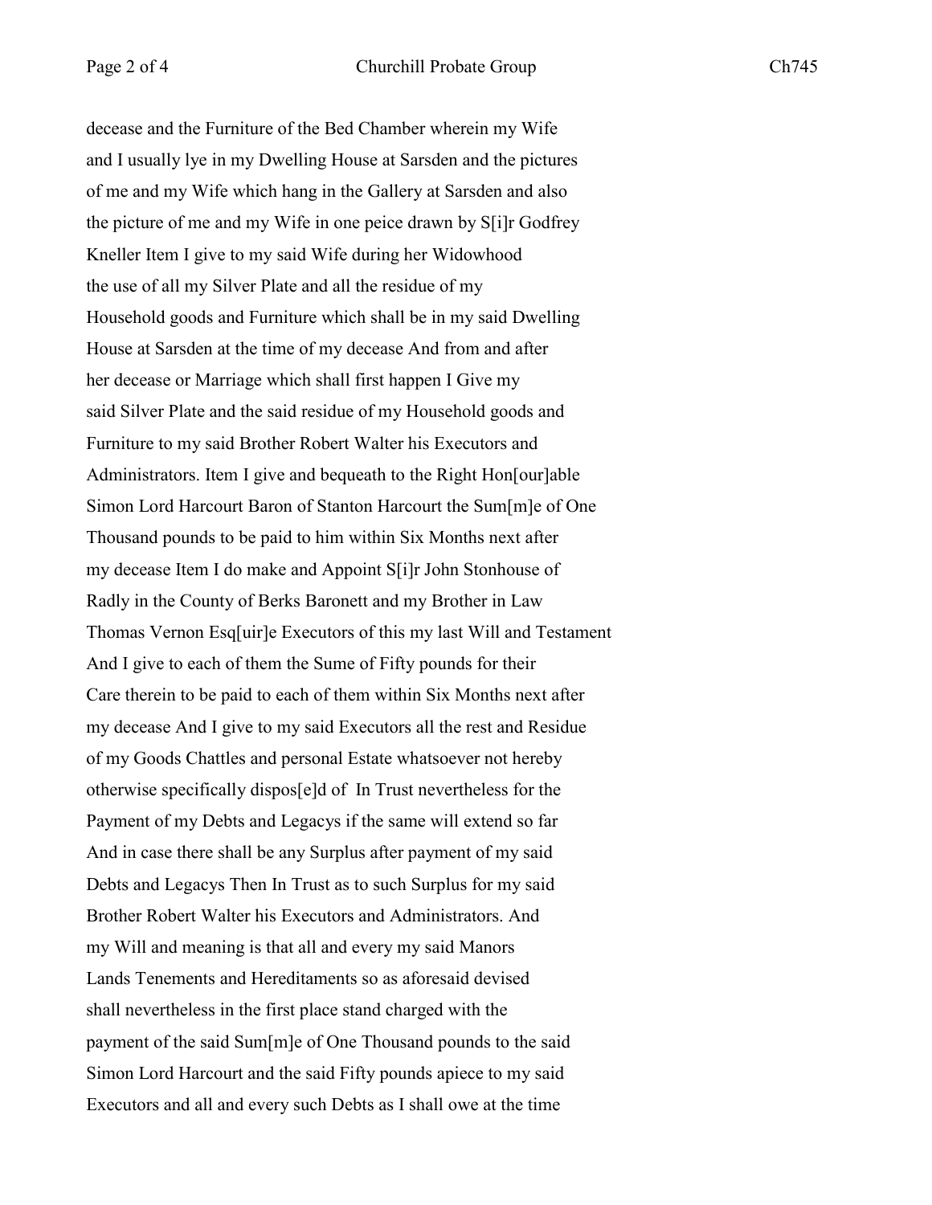decease and the Furniture of the Bed Chamber wherein my Wife
and I usually lye in my Dwelling House at Sarsden and the pictures
of me and my Wife which hang in the Gallery at Sarsden and also
the picture of me and my Wife in one peice drawn by S[i]r Godfrey
Kneller Item I give to my said Wife during her Widowhood
the use of all my Silver Plate and all the residue of my
Household goods and Furniture which shall be in my said Dwelling
House at Sarsden at the time of my decease And from and after
her decease or Marriage which shall first happen I Give my
said Silver Plate and the said residue of my Household goods and
Furniture to my said Brother Robert Walter his Executors and
Administrators. Item I give and bequeath to the Right Hon[our]able
Simon Lord Harcourt Baron of Stanton Harcourt the Sum[m]e of One
Thousand pounds to be paid to him within Six Months next after
my decease Item I do make and Appoint S[i]r John Stonhouse of
Radly in the County of Berks Baronett and my Brother in Law
Thomas Vernon Esq[uir]e Executors of this my last Will and Testament
And I give to each of them the Sume of Fifty pounds for their
Care therein to be paid to each of them within Six Months next after
my decease And I give to my said Executors all the rest and Residue
of my Goods Chattles and personal Estate whatsoever not hereby
otherwise specifically dispos[e]d of In Trust nevertheless for the
Payment of my Debts and Legacys if the same will extend so far
And in case there shall be any Surplus after payment of my said
Debts and Legacys Then In Trust as to such Surplus for my said
Brother Robert Walter his Executors and Administrators. And
my Will and meaning is that all and every my said Manors
Lands Tenements and Hereditaments so as aforesaid devised
shall nevertheless in the first place stand charged with the
payment of the said Sum[m]e of One Thousand pounds to the said
Simon Lord Harcourt and the said Fifty pounds apiece to my said
Executors and all and every such Debts as I shall owe at the time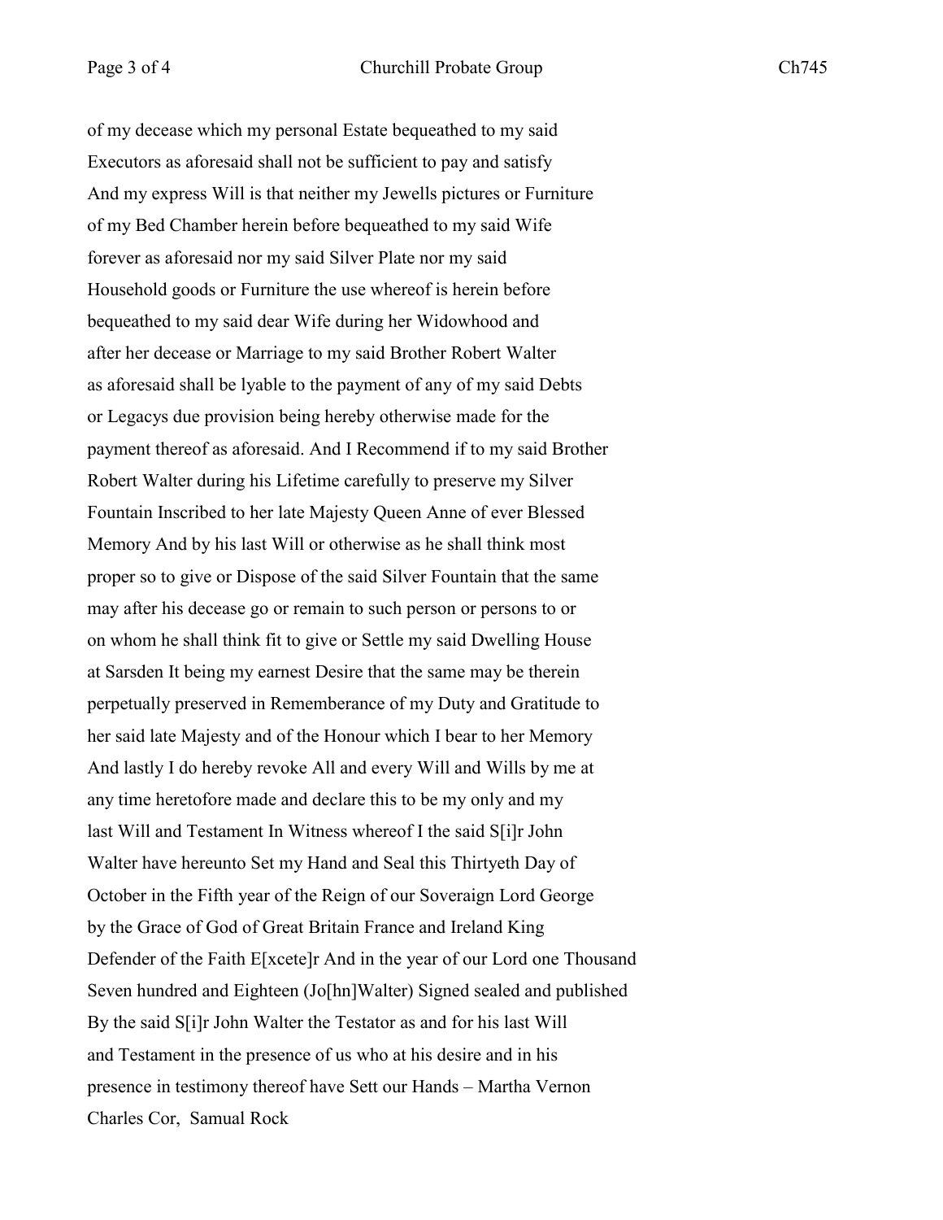of my decease which my personal Estate bequeathed to my said
Executors as aforesaid shall not be sufficient to pay and satisfy
And my express Will is that neither my Jewells pictures or Furniture
of my Bed Chamber herein before bequeathed to my said Wife
forever as aforesaid nor my said Silver Plate nor my said
Household goods or Furniture the use whereof is herein before
bequeathed to my said dear Wife during her Widowhood and
after her decease or Marriage to my said Brother Robert Walter
as aforesaid shall be lyable to the payment of any of my said Debts
or Legacys due provision being hereby otherwise made for the
payment thereof as aforesaid. And I Recommend if to my said Brother
Robert Walter during his Lifetime carefully to preserve my Silver
Fountain Inscribed to her late Majesty Queen Anne of ever Blessed
Memory And by his last Will or otherwise as he shall think most
proper so to give or Dispose of the said Silver Fountain that the same
may after his decease go or remain to such person or persons to or
on whom he shall think fit to give or Settle my said Dwelling House
at Sarsden It being my earnest Desire that the same may be therein
perpetually preserved in Rememberance of my Duty and Gratitude to
her said late Majesty and of the Honour which I bear to her Memory
And lastly I do hereby revoke All and every Will and Wills by me at
any time heretofore made and declare this to be my only and my
last Will and Testament In Witness whereof I the said S[i]r John
Walter have hereunto Set my Hand and Seal this Thirtyeth Day of
October in the Fifth year of the Reign of our Soveraign Lord George
by the Grace of God of Great Britain France and Ireland King
Defender of the Faith E[xcete]r And in the year of our Lord one Thousand
Seven hundred and Eighteen (Jo[hn]Walter) Signed sealed and published
By the said S[i]r John Walter the Testator as and for his last Will
and Testament in the presence of us who at his desire and in his
presence in testimony thereof have Sett our Hands – Martha Vernon
Charles Cor, Samual Rock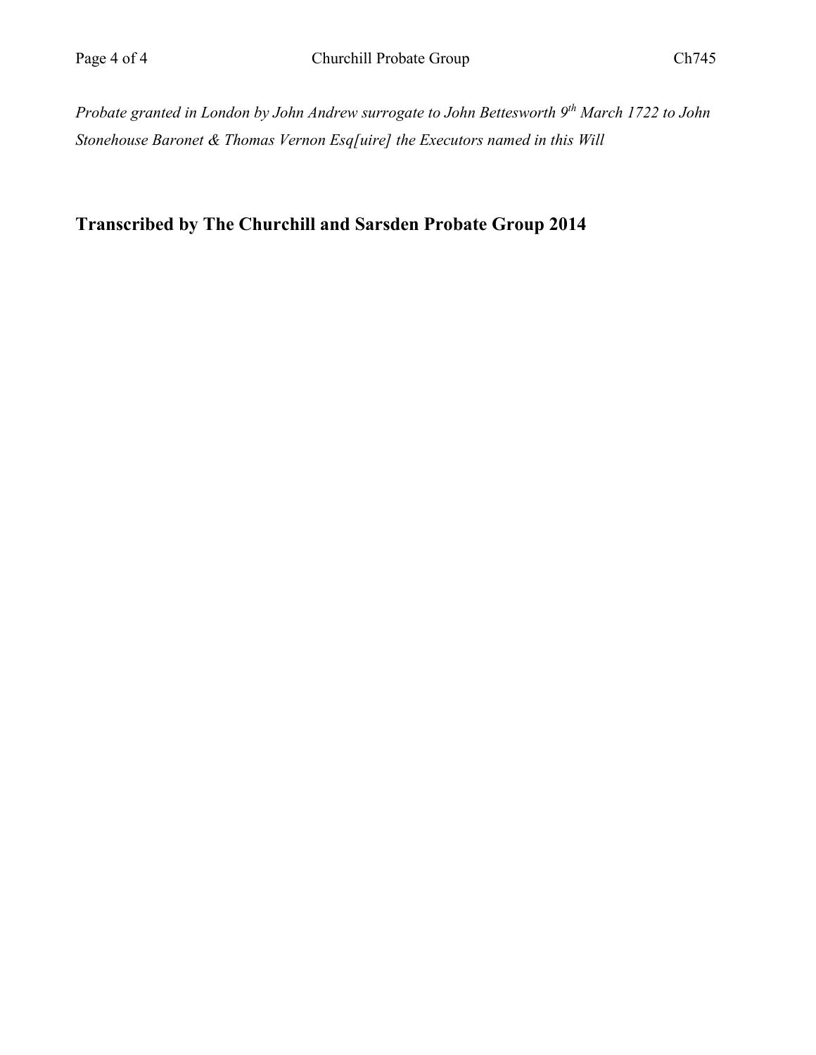*Probate granted in London by John Andrew surrogate to John Bettesworth 9th March 1722 to John Stonehouse Baronet & Thomas Vernon Esq[uire] the Executors named in this Will*

**Transcribed by The Churchill and Sarsden Probate Group 2014**